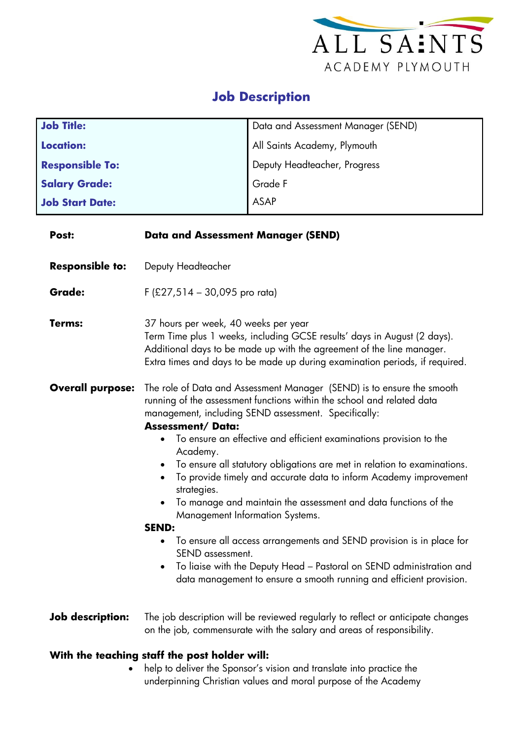ALL SAINTS ACADEMY PLYMOUTH

# Job Description

| **Job Title:** | Data and Assessment Manager (SEND) |
|---|---|
| **Location:** | All Saints Academy, Plymouth |
| **Responsible To:** | Deputy Headteacher, Progress |
| **Salary Grade:** | Grade F |
| **Job Start Date:** | ASAP |

**Post:** **Data and Assessment Manager (SEND)**

**Responsible to:** Deputy Headteacher

**Grade:** F (£27,514 – 30,095 pro rata)

**Terms:** 37 hours per week, 40 weeks per year
Term Time plus 1 weeks, including GCSE results' days in August (2 days).
Additional days to be made up with the agreement of the line manager.
Extra times and days to be made up during examination periods, if required.

**Overall purpose:** The role of Data and Assessment Manager (SEND) is to ensure the smooth running of the assessment functions within the school and related data management, including SEND assessment. Specifically:

**Assessment/ Data:**

- To ensure an effective and efficient examinations provision to the Academy.
- To ensure all statutory obligations are met in relation to examinations.
- To provide timely and accurate data to inform Academy improvement strategies.
- To manage and maintain the assessment and data functions of the Management Information Systems.

**SEND:**

- To ensure all access arrangements and SEND provision is in place for SEND assessment.
- To liaise with the Deputy Head – Pastoral on SEND administration and data management to ensure a smooth running and efficient provision.

**Job description:** The job description will be reviewed regularly to reflect or anticipate changes on the job, commensurate with the salary and areas of responsibility.

**With the teaching staff the post holder will:**

- help to deliver the Sponsor's vision and translate into practice the underpinning Christian values and moral purpose of the Academy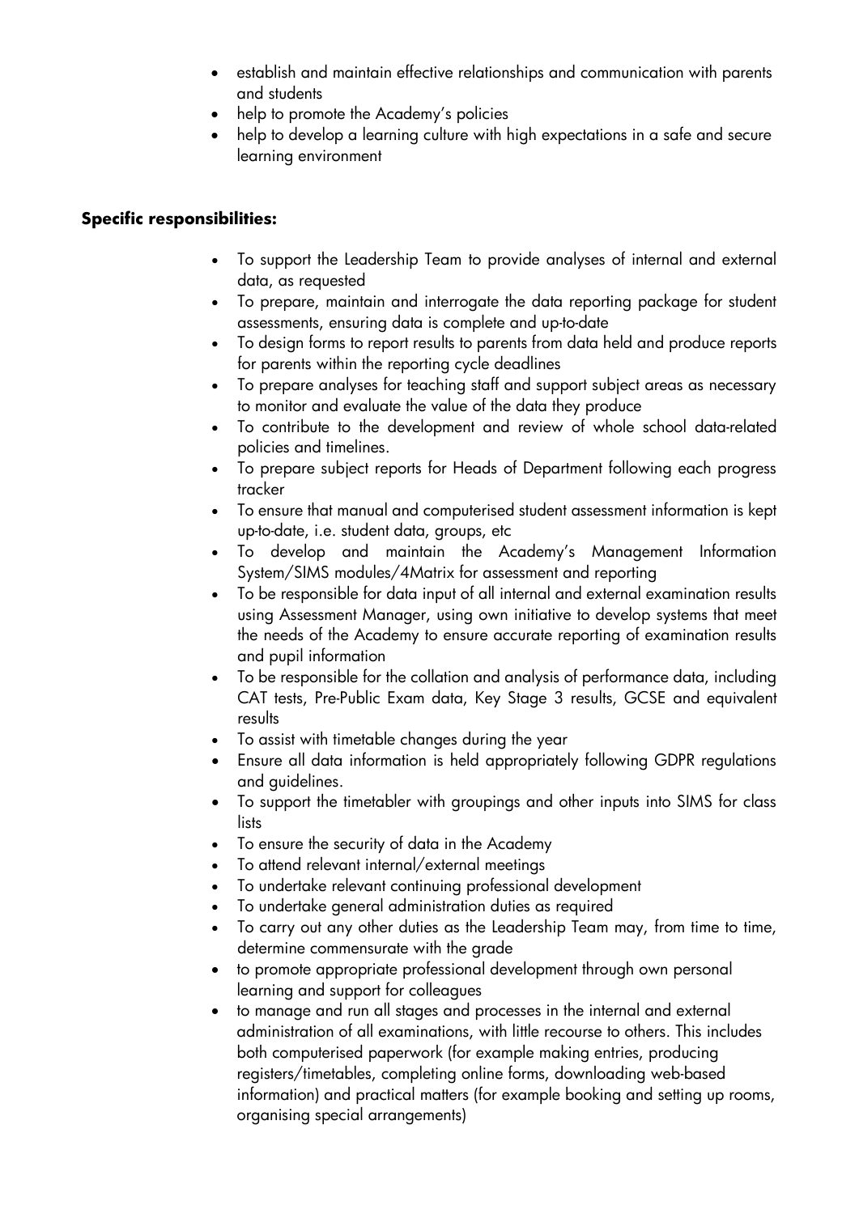- establish and maintain effective relationships and communication with parents and students
- help to promote the Academy's policies
- help to develop a learning culture with high expectations in a safe and secure learning environment

**Specific responsibilities:**

- To support the Leadership Team to provide analyses of internal and external data, as requested
- To prepare, maintain and interrogate the data reporting package for student assessments, ensuring data is complete and up-to-date
- To design forms to report results to parents from data held and produce reports for parents within the reporting cycle deadlines
- To prepare analyses for teaching staff and support subject areas as necessary to monitor and evaluate the value of the data they produce
- To contribute to the development and review of whole school data-related policies and timelines.
- To prepare subject reports for Heads of Department following each progress tracker
- To ensure that manual and computerised student assessment information is kept up-to-date, i.e. student data, groups, etc
- To develop and maintain the Academy's Management Information System/SIMS modules/4Matrix for assessment and reporting
- To be responsible for data input of all internal and external examination results using Assessment Manager, using own initiative to develop systems that meet the needs of the Academy to ensure accurate reporting of examination results and pupil information
- To be responsible for the collation and analysis of performance data, including CAT tests, Pre-Public Exam data, Key Stage 3 results, GCSE and equivalent results
- To assist with timetable changes during the year
- Ensure all data information is held appropriately following GDPR regulations and guidelines.
- To support the timetabler with groupings and other inputs into SIMS for class lists
- To ensure the security of data in the Academy
- To attend relevant internal/external meetings
- To undertake relevant continuing professional development
- To undertake general administration duties as required
- To carry out any other duties as the Leadership Team may, from time to time, determine commensurate with the grade
- to promote appropriate professional development through own personal learning and support for colleagues
- to manage and run all stages and processes in the internal and external administration of all examinations, with little recourse to others. This includes both computerised paperwork (for example making entries, producing registers/timetables, completing online forms, downloading web-based information) and practical matters (for example booking and setting up rooms, organising special arrangements)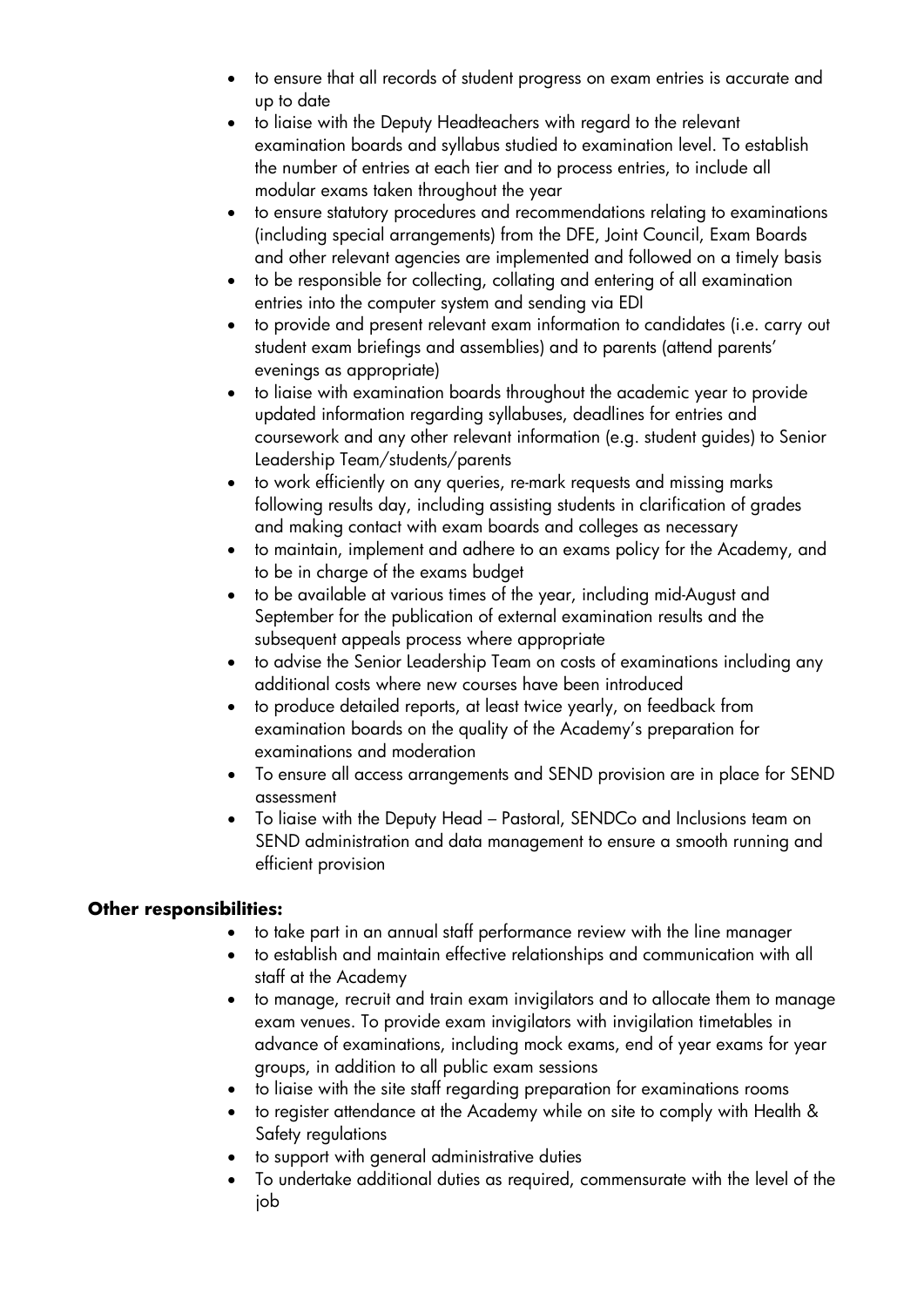- to ensure that all records of student progress on exam entries is accurate and up to date
- to liaise with the Deputy Headteachers with regard to the relevant examination boards and syllabus studied to examination level. To establish the number of entries at each tier and to process entries, to include all modular exams taken throughout the year
- to ensure statutory procedures and recommendations relating to examinations (including special arrangements) from the DFE, Joint Council, Exam Boards and other relevant agencies are implemented and followed on a timely basis
- to be responsible for collecting, collating and entering of all examination entries into the computer system and sending via EDI
- to provide and present relevant exam information to candidates (i.e. carry out student exam briefings and assemblies) and to parents (attend parents' evenings as appropriate)
- to liaise with examination boards throughout the academic year to provide updated information regarding syllabuses, deadlines for entries and coursework and any other relevant information (e.g. student guides) to Senior Leadership Team/students/parents
- to work efficiently on any queries, re-mark requests and missing marks following results day, including assisting students in clarification of grades and making contact with exam boards and colleges as necessary
- to maintain, implement and adhere to an exams policy for the Academy, and to be in charge of the exams budget
- to be available at various times of the year, including mid-August and September for the publication of external examination results and the subsequent appeals process where appropriate
- to advise the Senior Leadership Team on costs of examinations including any additional costs where new courses have been introduced
- to produce detailed reports, at least twice yearly, on feedback from examination boards on the quality of the Academy's preparation for examinations and moderation
- To ensure all access arrangements and SEND provision are in place for SEND assessment
- To liaise with the Deputy Head – Pastoral, SENDCo and Inclusions team on SEND administration and data management to ensure a smooth running and efficient provision

**Other responsibilities:**

- to take part in an annual staff performance review with the line manager
- to establish and maintain effective relationships and communication with all staff at the Academy
- to manage, recruit and train exam invigilators and to allocate them to manage exam venues. To provide exam invigilators with invigilation timetables in advance of examinations, including mock exams, end of year exams for year groups, in addition to all public exam sessions
- to liaise with the site staff regarding preparation for examinations rooms
- to register attendance at the Academy while on site to comply with Health & Safety regulations
- to support with general administrative duties
- To undertake additional duties as required, commensurate with the level of the job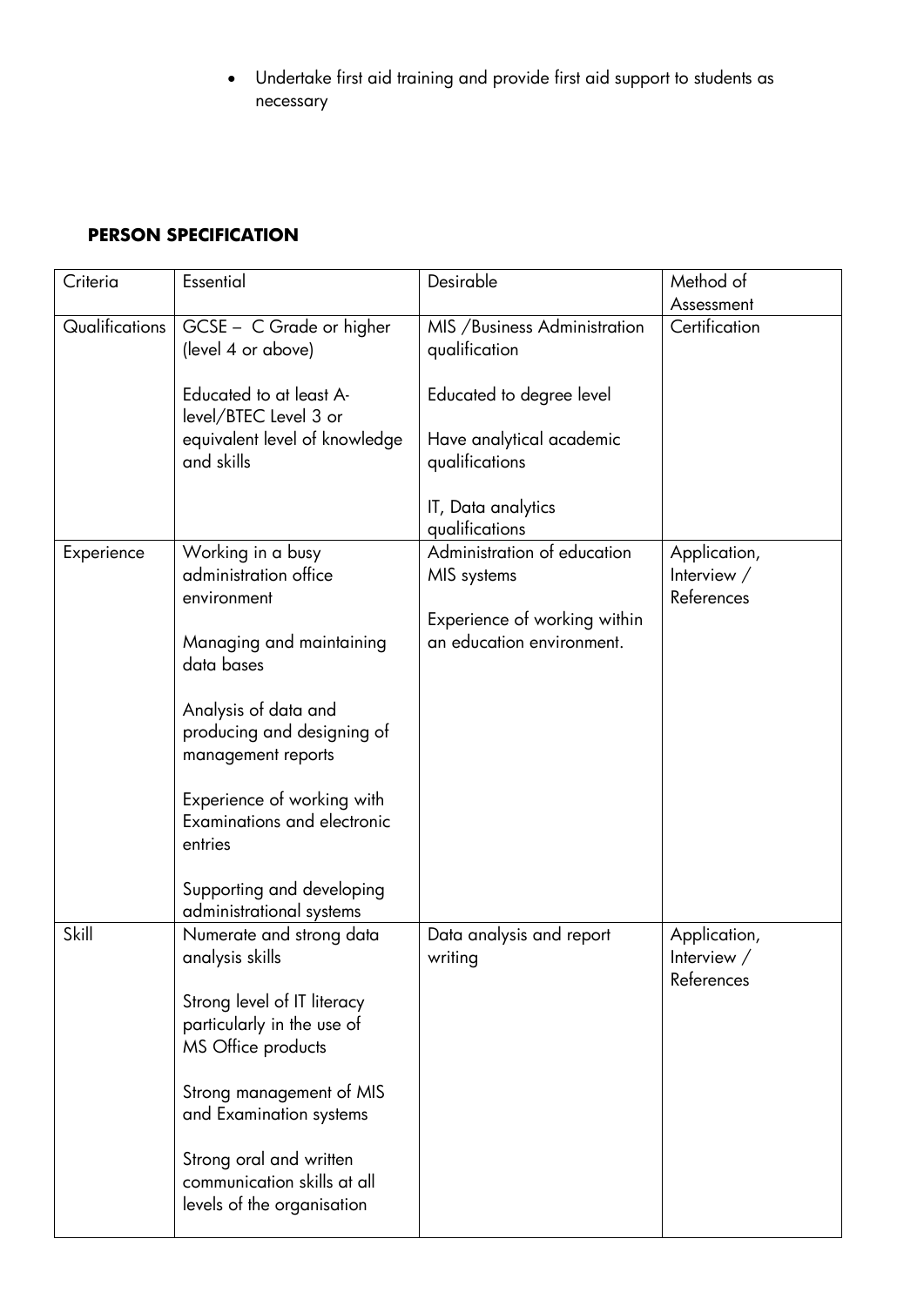- Undertake first aid training and provide first aid support to students as necessary

## PERSON SPECIFICATION

| Criteria | Essential | Desirable | Method of Assessment |
|---|---|---|---|
| Qualifications | GCSE – C Grade or higher (level 4 or above)<br><br>Educated to at least A-level/BTEC Level 3 or equivalent level of knowledge and skills | MIS /Business Administration qualification<br><br>Educated to degree level<br><br>Have analytical academic qualifications<br><br>IT, Data analytics qualifications | Certification |
| Experience | Working in a busy administration office environment<br><br>Managing and maintaining data bases<br><br>Analysis of data and producing and designing of management reports<br><br>Experience of working with Examinations and electronic entries<br><br>Supporting and developing administrational systems | Administration of education MIS systems<br><br>Experience of working within an education environment. | Application, Interview / References |
| Skill | Numerate and strong data analysis skills<br><br>Strong level of IT literacy particularly in the use of MS Office products<br><br>Strong management of MIS and Examination systems<br><br>Strong oral and written communication skills at all levels of the organisation | Data analysis and report writing | Application, Interview / References |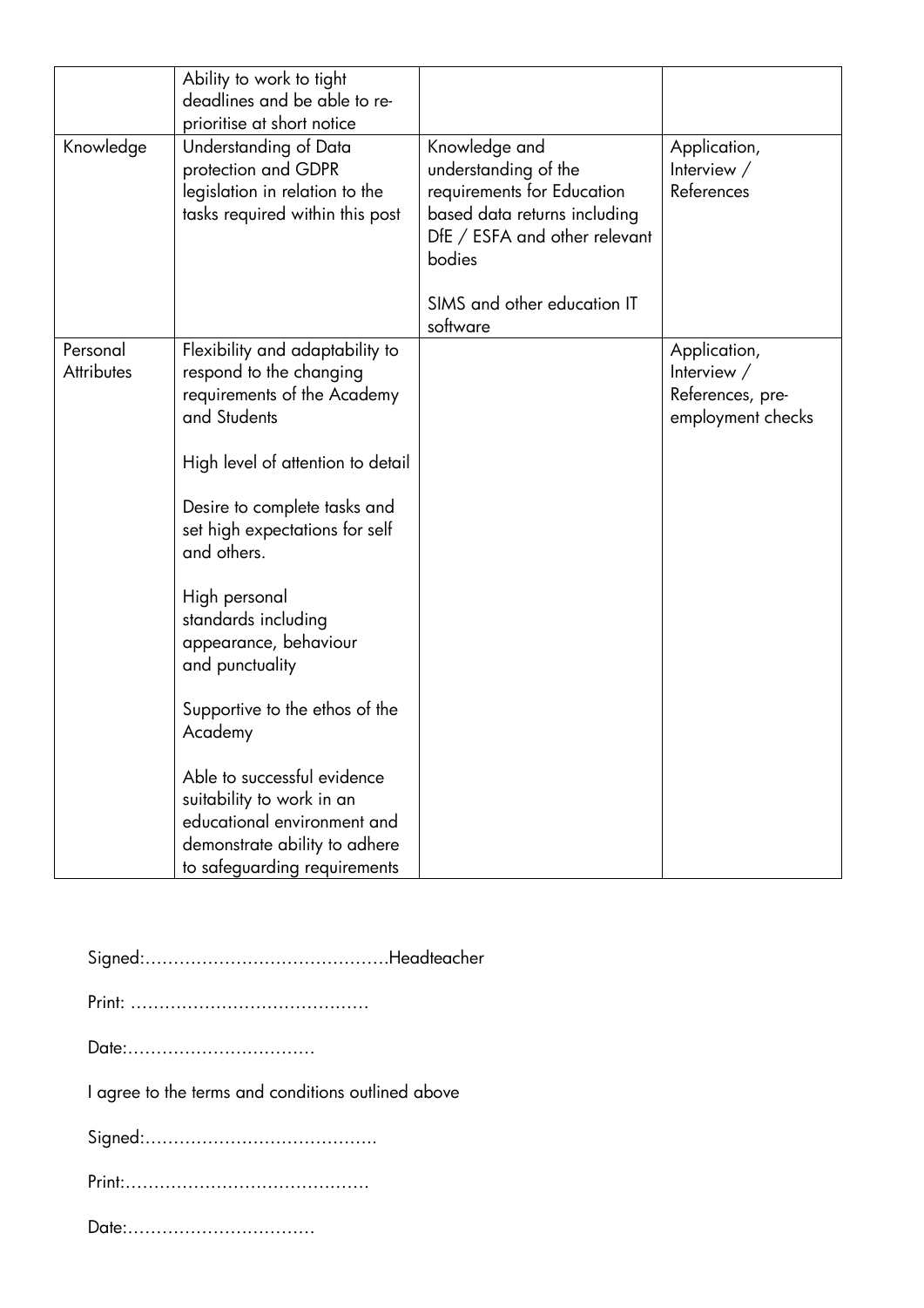| | | | |
|---|---|---|---|
| | Ability to work to tight deadlines and be able to re-prioritise at short notice | | |
| Knowledge | Understanding of Data protection and GDPR legislation in relation to the tasks required within this post | Knowledge and understanding of the requirements for Education based data returns including DfE / ESFA and other relevant bodies<br><br>SIMS and other education IT software | Application, Interview / References |
| Personal Attributes | Flexibility and adaptability to respond to the changing requirements of the Academy and Students<br><br>High level of attention to detail<br><br>Desire to complete tasks and set high expectations for self and others.<br><br>High personal standards including appearance, behaviour and punctuality<br><br>Supportive to the ethos of the Academy<br><br>Able to successful evidence suitability to work in an educational environment and demonstrate ability to adhere to safeguarding requirements | | Application, Interview / References, pre-employment checks |

Signed:……………………………………Headteacher

Print: ……………………………………

Date:……………………………

I agree to the terms and conditions outlined above

Signed:………………………………….

Print:……………………………………

Date:……………………………